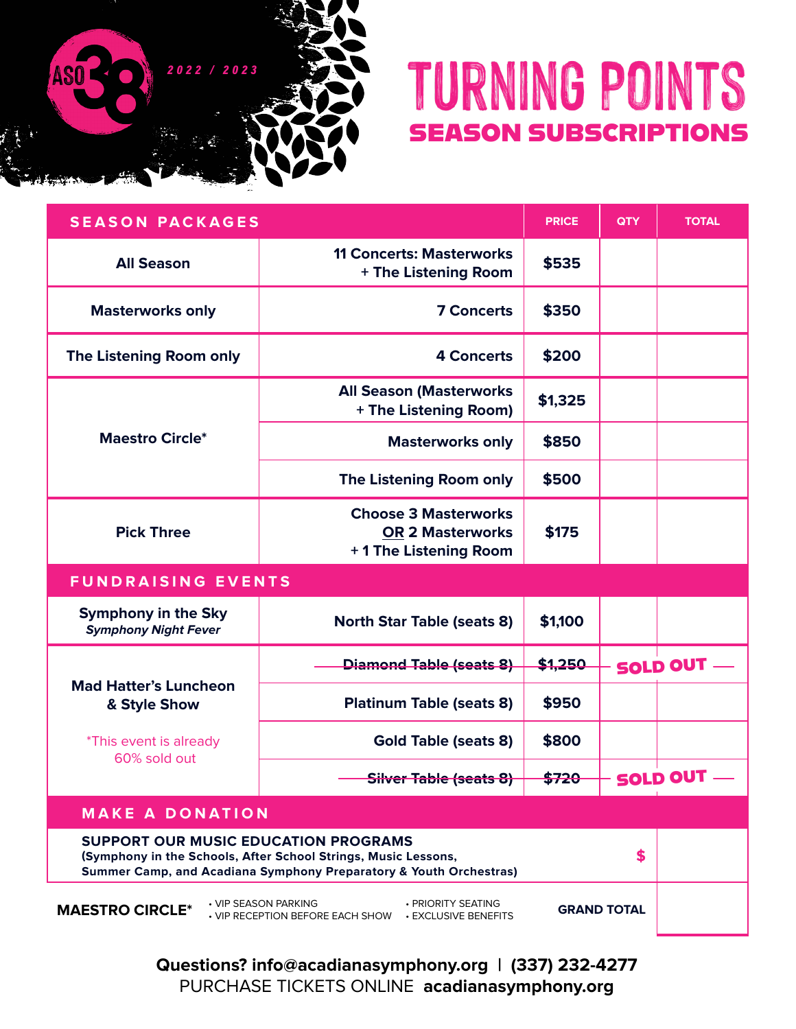ASO 38 2022 / 2023

# TURNING POINTS

## SEASON SUBSCRIPTIONS

| SEASON PACKAGES | | PRICE | QTY | TOTAL |
|---|---|---|---|---|
| All Season | 11 Concerts: Masterworks + The Listening Room | $535 | | |
| Masterworks only | 7 Concerts | $350 | | |
| The Listening Room only | 4 Concerts | $200 | | |
| Maestro Circle* | All Season (Masterworks + The Listening Room) | $1,325 | | |
| | Masterworks only | $850 | | |
| | The Listening Room only | $500 | | |
| Pick Three | Choose 3 Masterworks OR 2 Masterworks + 1 The Listening Room | $175 | | |
| **FUNDRAISING EVENTS** | | | | |
| Symphony in the Sky *Symphony Night Fever* | North Star Table (seats 8) | $1,100 | | |
| Mad Hatter's Luncheon & Style Show *This event is already 60% sold out | ~~Diamond Table (seats 8)~~ | ~~$1,250~~ | SOLD OUT | |
| | Platinum Table (seats 8) | $950 | | |
| | Gold Table (seats 8) | $800 | | |
| | ~~Silver Table (seats 8)~~ | ~~$720~~ | SOLD OUT | |
| **MAKE A DONATION** | | | | |
| **SUPPORT OUR MUSIC EDUCATION PROGRAMS** (Symphony in the Schools, After School Strings, Music Lessons, Summer Camp, and Acadiana Symphony Preparatory & Youth Orchestras) | | | $ | |
| | | | GRAND TOTAL | |

**MAESTRO CIRCLE***
- VIP SEASON PARKING
- VIP RECEPTION BEFORE EACH SHOW
- PRIORITY SEATING
- EXCLUSIVE BENEFITS

**Questions? info@acadianasymphony.org | (337) 232-4277**

PURCHASE TICKETS ONLINE **acadianasymphony.org**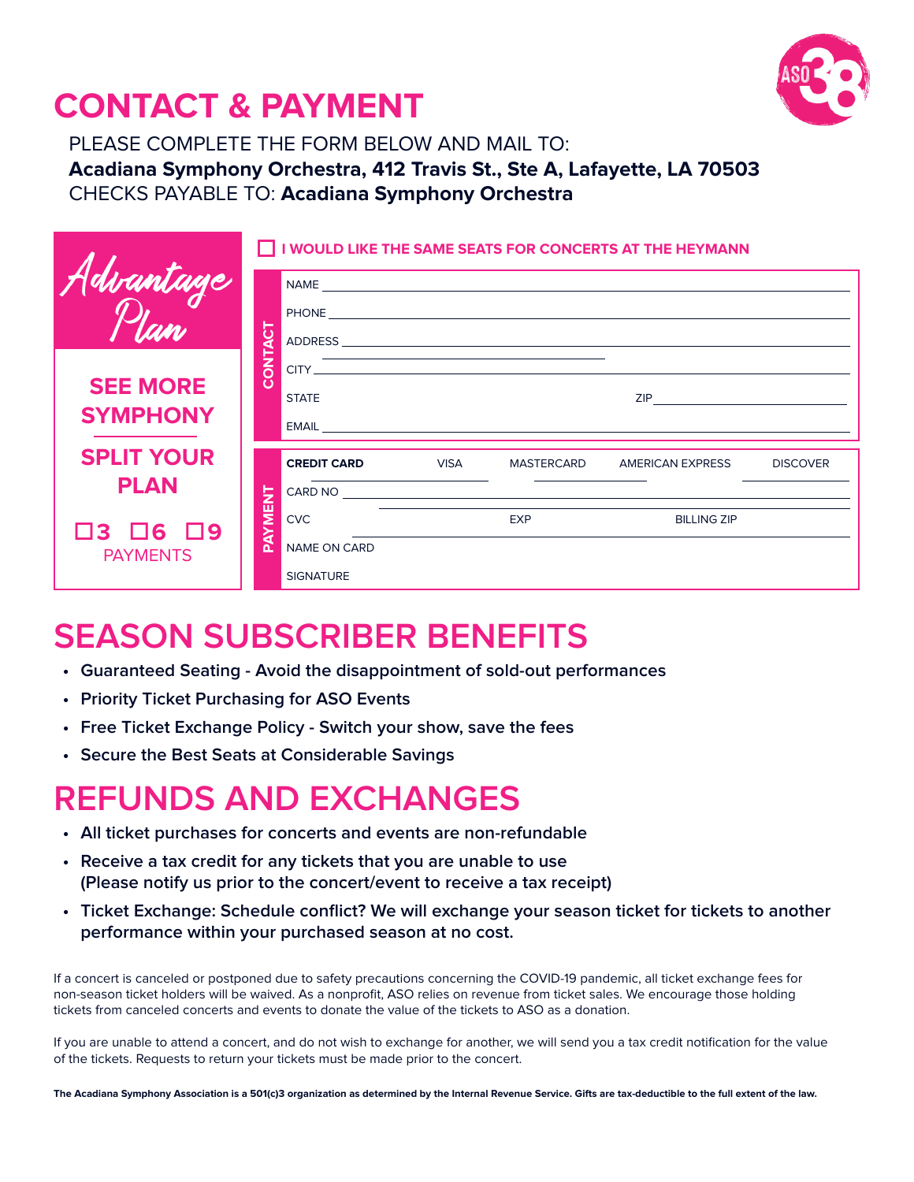# CONTACT & PAYMENT

PLEASE COMPLETE THE FORM BELOW AND MAIL TO:
**Acadiana Symphony Orchestra, 412 Travis St., Ste A, Lafayette, LA 70503**
CHECKS PAYABLE TO: **Acadiana Symphony Orchestra**

Advantage Plan

SEE MORE SYMPHONY

SPLIT YOUR PLAN

☐3 ☐6 ☐9
PAYMENTS

☐ I WOULD LIKE THE SAME SEATS FOR CONCERTS AT THE HEYMANN

**CONTACT**

NAME ____________________

PHONE ____________________

ADDRESS ____________________

CITY ____________________

STATE ____________________ ZIP ____________________

EMAIL ____________________

**PAYMENT**

**CREDIT CARD** VISA MASTERCARD AMERICAN EXPRESS DISCOVER

CARD NO ____________________

CVC ____________________ EXP ____________________ BILLING ZIP ____________________

NAME ON CARD ____________________

SIGNATURE ____________________

# SEASON SUBSCRIBER BENEFITS

- Guaranteed Seating - Avoid the disappointment of sold-out performances
- Priority Ticket Purchasing for ASO Events
- Free Ticket Exchange Policy - Switch your show, save the fees
- Secure the Best Seats at Considerable Savings

# REFUNDS AND EXCHANGES

- All ticket purchases for concerts and events are non-refundable
- Receive a tax credit for any tickets that you are unable to use (Please notify us prior to the concert/event to receive a tax receipt)
- Ticket Exchange: Schedule conflict? We will exchange your season ticket for tickets to another performance within your purchased season at no cost.

If a concert is canceled or postponed due to safety precautions concerning the COVID-19 pandemic, all ticket exchange fees for non-season ticket holders will be waived. As a nonprofit, ASO relies on revenue from ticket sales. We encourage those holding tickets from canceled concerts and events to donate the value of the tickets to ASO as a donation.

If you are unable to attend a concert, and do not wish to exchange for another, we will send you a tax credit notification for the value of the tickets. Requests to return your tickets must be made prior to the concert.

**The Acadiana Symphony Association is a 501(c)3 organization as determined by the Internal Revenue Service. Gifts are tax-deductible to the full extent of the law.**